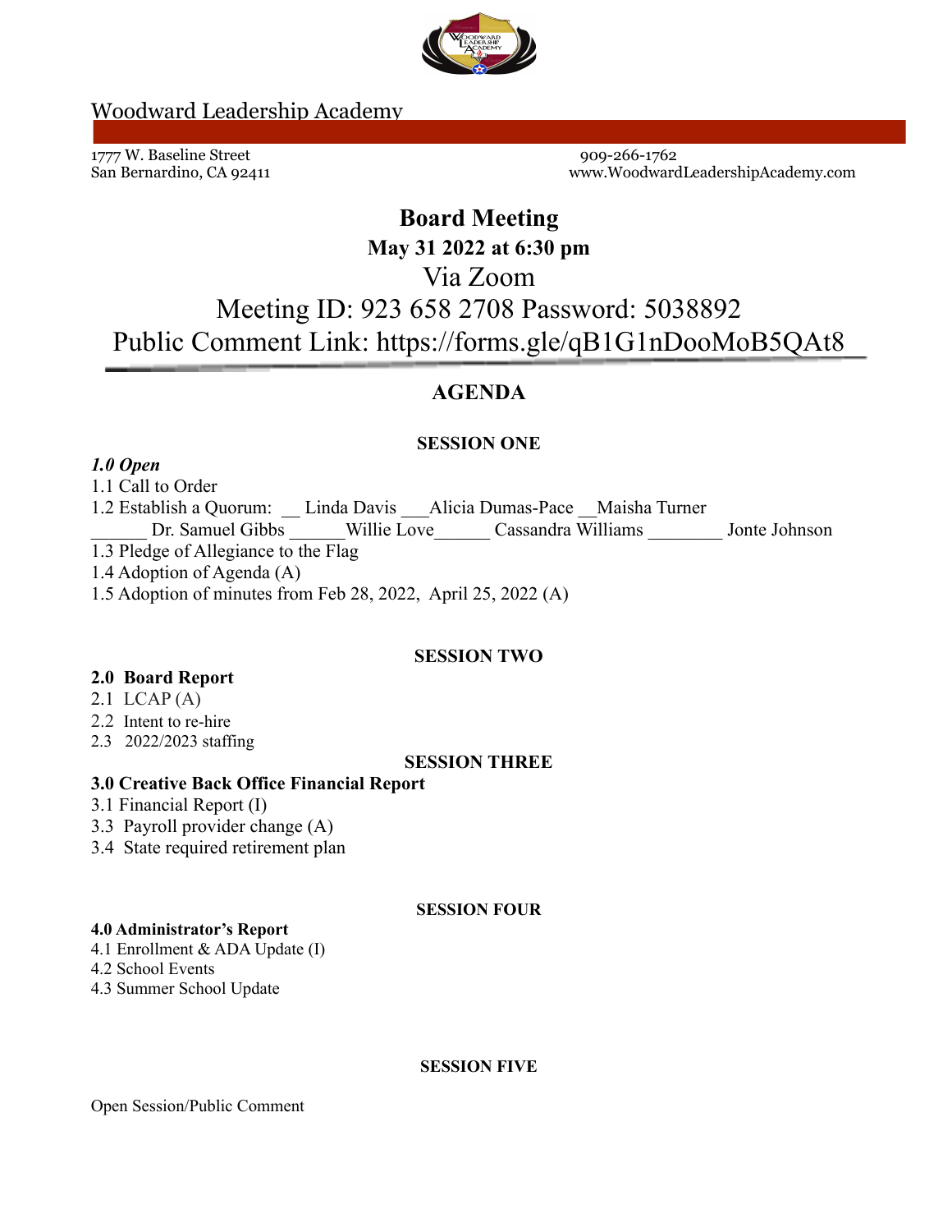Woodward Leadership Academy

1777 W. Baseline Street
San Bernardino, CA 92411

909-266-1762
www.WoodwardLeadershipAcademy.com

# Board Meeting

**May 31 2022 at 6:30 pm**

Via Zoom

Meeting ID: 923 658 2708 Password: 5038892

Public Comment Link: https://forms.gle/qB1G1nDooMoB5QAt8

## AGENDA

### SESSION ONE

***1.0 Open***

1.1 Call to Order
1.2 Establish a Quorum: __ Linda Davis ___Alicia Dumas-Pace __Maisha Turner ______ Dr. Samuel Gibbs ______Willie Love______ Cassandra Williams ________ Jonte Johnson
1.3 Pledge of Allegiance to the Flag
1.4 Adoption of Agenda (A)
1.5 Adoption of minutes from Feb 28, 2022, April 25, 2022 (A)

### SESSION TWO

**2.0 Board Report**

2.1 LCAP (A)
2.2 Intent to re-hire
2.3 2022/2023 staffing

### SESSION THREE

**3.0 Creative Back Office Financial Report**

3.1 Financial Report (I)
3.3 Payroll provider change (A)
3.4 State required retirement plan

### SESSION FOUR

**4.0 Administrator's Report**

4.1 Enrollment & ADA Update (I)
4.2 School Events
4.3 Summer School Update

### SESSION FIVE

Open Session/Public Comment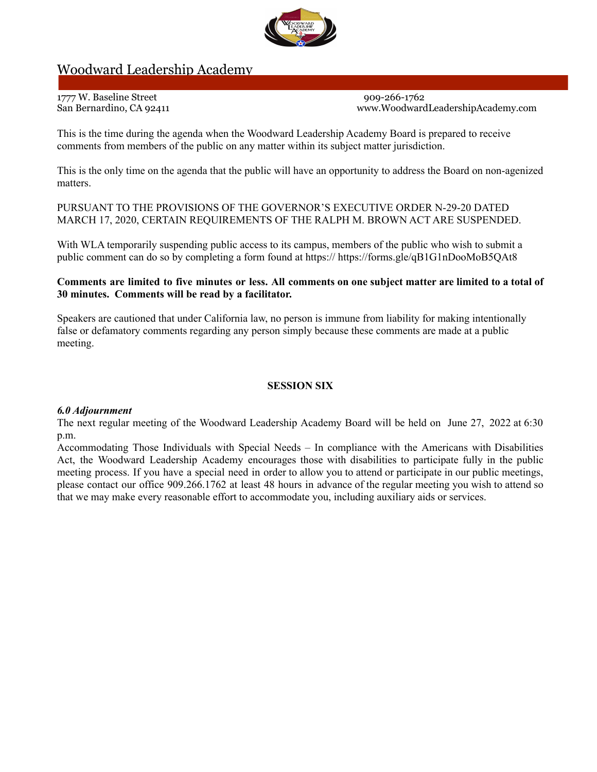# Woodward Leadership Academy

1777 W. Baseline Street
San Bernardino, CA 92411

909-266-1762
www.WoodwardLeadershipAcademy.com

This is the time during the agenda when the Woodward Leadership Academy Board is prepared to receive comments from members of the public on any matter within its subject matter jurisdiction.

This is the only time on the agenda that the public will have an opportunity to address the Board on non-agenized matters.

PURSUANT TO THE PROVISIONS OF THE GOVERNOR'S EXECUTIVE ORDER N-29-20 DATED MARCH 17, 2020, CERTAIN REQUIREMENTS OF THE RALPH M. BROWN ACT ARE SUSPENDED.

With WLA temporarily suspending public access to its campus, members of the public who wish to submit a public comment can do so by completing a form found at https:// https://forms.gle/qB1G1nDooMoB5QAt8

**Comments are limited to five minutes or less. All comments on one subject matter are limited to a total of 30 minutes. Comments will be read by a facilitator.**

Speakers are cautioned that under California law, no person is immune from liability for making intentionally false or defamatory comments regarding any person simply because these comments are made at a public meeting.

**SESSION SIX**

***6.0 Adjournment***

The next regular meeting of the Woodward Leadership Academy Board will be held on June 27, 2022 at 6:30 p.m.

Accommodating Those Individuals with Special Needs – In compliance with the Americans with Disabilities Act, the Woodward Leadership Academy encourages those with disabilities to participate fully in the public meeting process. If you have a special need in order to allow you to attend or participate in our public meetings, please contact our office 909.266.1762 at least 48 hours in advance of the regular meeting you wish to attend so that we may make every reasonable effort to accommodate you, including auxiliary aids or services.